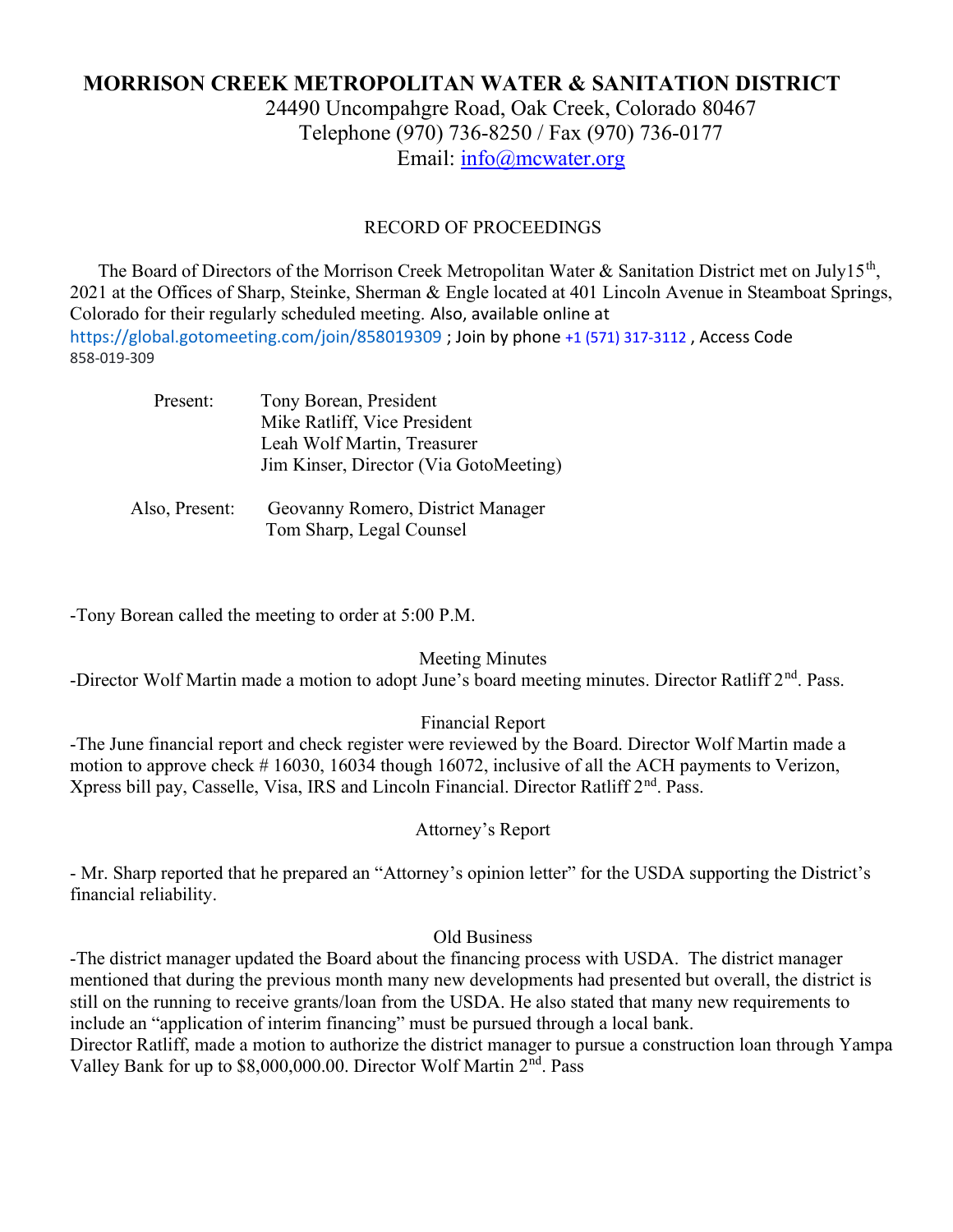# MORRISON CREEK METROPOLITAN WATER & SANITATION DISTRICT

24490 Uncompahgre Road, Oak Creek, Colorado 80467
Telephone (970) 736-8250 / Fax (970) 736-0177
Email: info@mcwater.org

## RECORD OF PROCEEDINGS

The Board of Directors of the Morrison Creek Metropolitan Water & Sanitation District met on July15th, 2021 at the Offices of Sharp, Steinke, Sherman & Engle located at 401 Lincoln Avenue in Steamboat Springs, Colorado for their regularly scheduled meeting. Also, available online at https://global.gotomeeting.com/join/858019309 ; Join by phone +1 (571) 317-3112 , Access Code 858-019-309

Present: Tony Borean, President
Mike Ratliff, Vice President
Leah Wolf Martin, Treasurer
Jim Kinser, Director (Via GotoMeeting)

Also, Present: Geovanny Romero, District Manager
Tom Sharp, Legal Counsel

-Tony Borean called the meeting to order at 5:00 P.M.

### Meeting Minutes

-Director Wolf Martin made a motion to adopt June's board meeting minutes. Director Ratliff 2nd. Pass.

### Financial Report

-The June financial report and check register were reviewed by the Board. Director Wolf Martin made a motion to approve check # 16030, 16034 though 16072, inclusive of all the ACH payments to Verizon, Xpress bill pay, Casselle, Visa, IRS and Lincoln Financial. Director Ratliff 2nd. Pass.

### Attorney's Report

- Mr. Sharp reported that he prepared an "Attorney's opinion letter" for the USDA supporting the District's financial reliability.

### Old Business

-The district manager updated the Board about the financing process with USDA. The district manager mentioned that during the previous month many new developments had presented but overall, the district is still on the running to receive grants/loan from the USDA. He also stated that many new requirements to include an "application of interim financing" must be pursued through a local bank.

Director Ratliff, made a motion to authorize the district manager to pursue a construction loan through Yampa Valley Bank for up to $8,000,000.00. Director Wolf Martin 2nd. Pass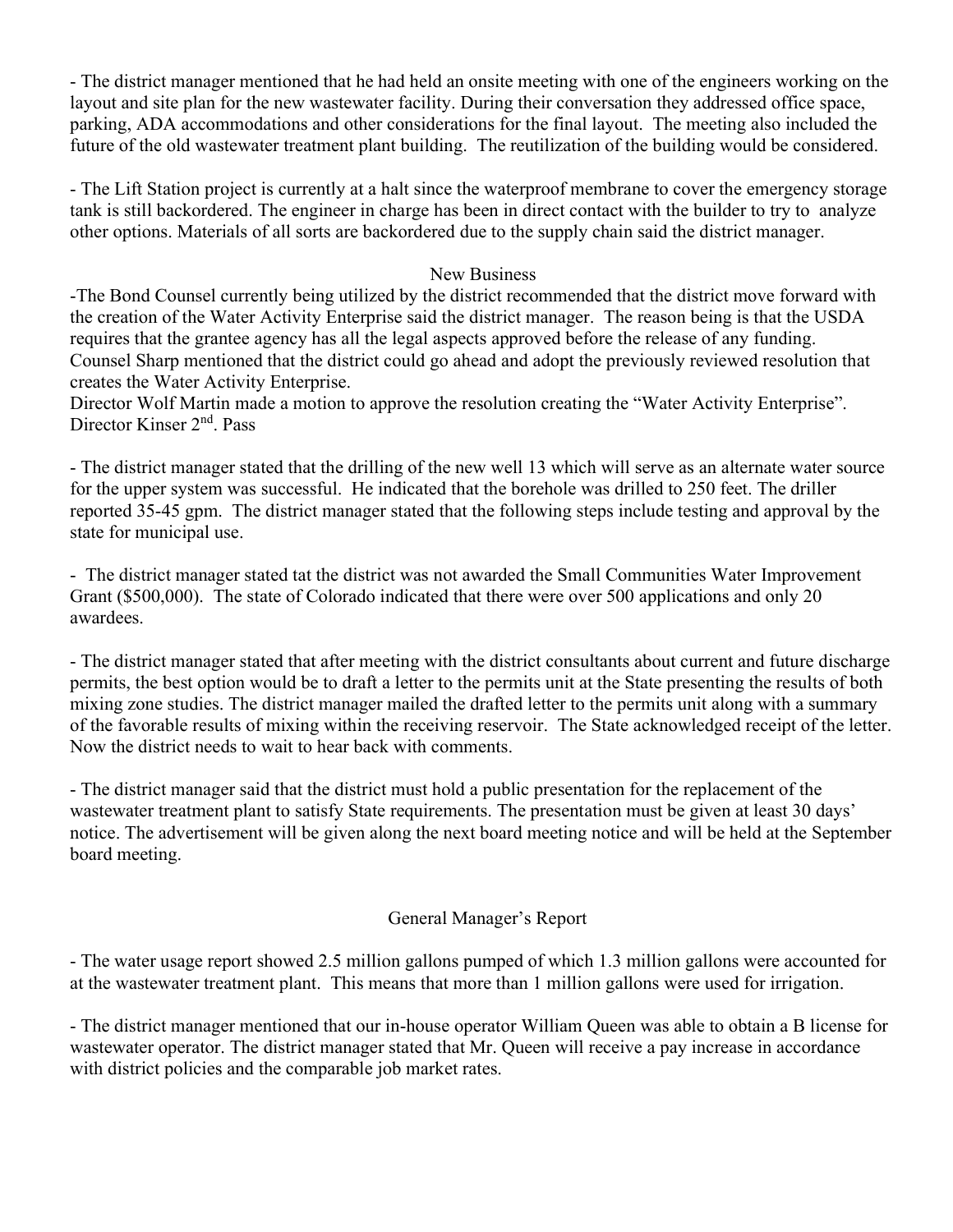- The district manager mentioned that he had held an onsite meeting with one of the engineers working on the layout and site plan for the new wastewater facility. During their conversation they addressed office space, parking, ADA accommodations and other considerations for the final layout. The meeting also included the future of the old wastewater treatment plant building. The reutilization of the building would be considered.

- The Lift Station project is currently at a halt since the waterproof membrane to cover the emergency storage tank is still backordered. The engineer in charge has been in direct contact with the builder to try to analyze other options. Materials of all sorts are backordered due to the supply chain said the district manager.

## New Business

-The Bond Counsel currently being utilized by the district recommended that the district move forward with the creation of the Water Activity Enterprise said the district manager. The reason being is that the USDA requires that the grantee agency has all the legal aspects approved before the release of any funding. Counsel Sharp mentioned that the district could go ahead and adopt the previously reviewed resolution that creates the Water Activity Enterprise.

Director Wolf Martin made a motion to approve the resolution creating the "Water Activity Enterprise". Director Kinser 2nd. Pass

- The district manager stated that the drilling of the new well 13 which will serve as an alternate water source for the upper system was successful. He indicated that the borehole was drilled to 250 feet. The driller reported 35-45 gpm. The district manager stated that the following steps include testing and approval by the state for municipal use.

- The district manager stated tat the district was not awarded the Small Communities Water Improvement Grant ($500,000). The state of Colorado indicated that there were over 500 applications and only 20 awardees.

- The district manager stated that after meeting with the district consultants about current and future discharge permits, the best option would be to draft a letter to the permits unit at the State presenting the results of both mixing zone studies. The district manager mailed the drafted letter to the permits unit along with a summary of the favorable results of mixing within the receiving reservoir. The State acknowledged receipt of the letter. Now the district needs to wait to hear back with comments.

- The district manager said that the district must hold a public presentation for the replacement of the wastewater treatment plant to satisfy State requirements. The presentation must be given at least 30 days' notice. The advertisement will be given along the next board meeting notice and will be held at the September board meeting.

## General Manager's Report

- The water usage report showed 2.5 million gallons pumped of which 1.3 million gallons were accounted for at the wastewater treatment plant. This means that more than 1 million gallons were used for irrigation.

- The district manager mentioned that our in-house operator William Queen was able to obtain a B license for wastewater operator. The district manager stated that Mr. Queen will receive a pay increase in accordance with district policies and the comparable job market rates.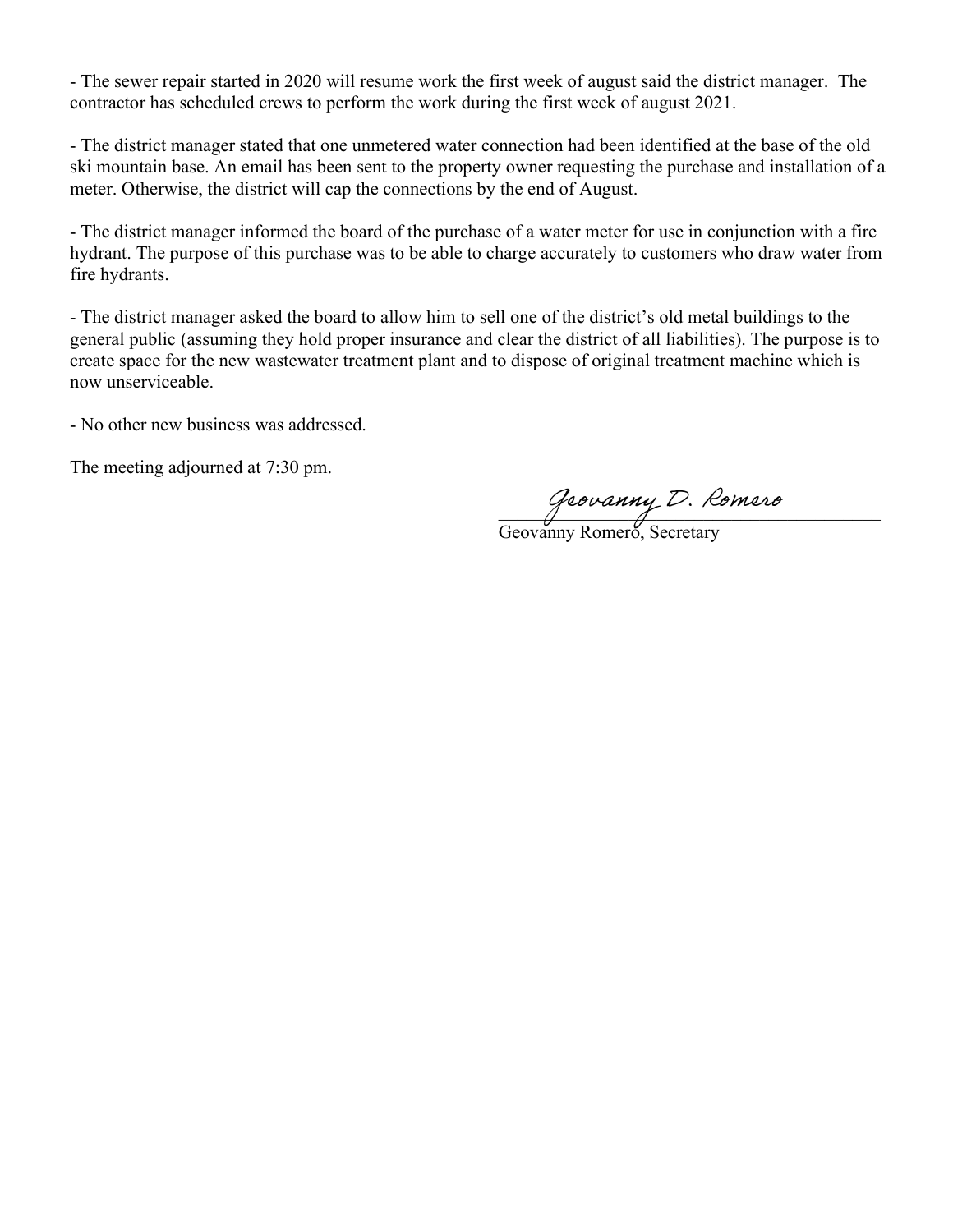- The sewer repair started in 2020 will resume work the first week of august said the district manager. The contractor has scheduled crews to perform the work during the first week of august 2021.

- The district manager stated that one unmetered water connection had been identified at the base of the old ski mountain base. An email has been sent to the property owner requesting the purchase and installation of a meter. Otherwise, the district will cap the connections by the end of August.

- The district manager informed the board of the purchase of a water meter for use in conjunction with a fire hydrant. The purpose of this purchase was to be able to charge accurately to customers who draw water from fire hydrants.

- The district manager asked the board to allow him to sell one of the district's old metal buildings to the general public (assuming they hold proper insurance and clear the district of all liabilities). The purpose is to create space for the new wastewater treatment plant and to dispose of original treatment machine which is now unserviceable.

- No other new business was addressed.

The meeting adjourned at 7:30 pm.

Geovanny D. Romero

Geovanny Romero, Secretary